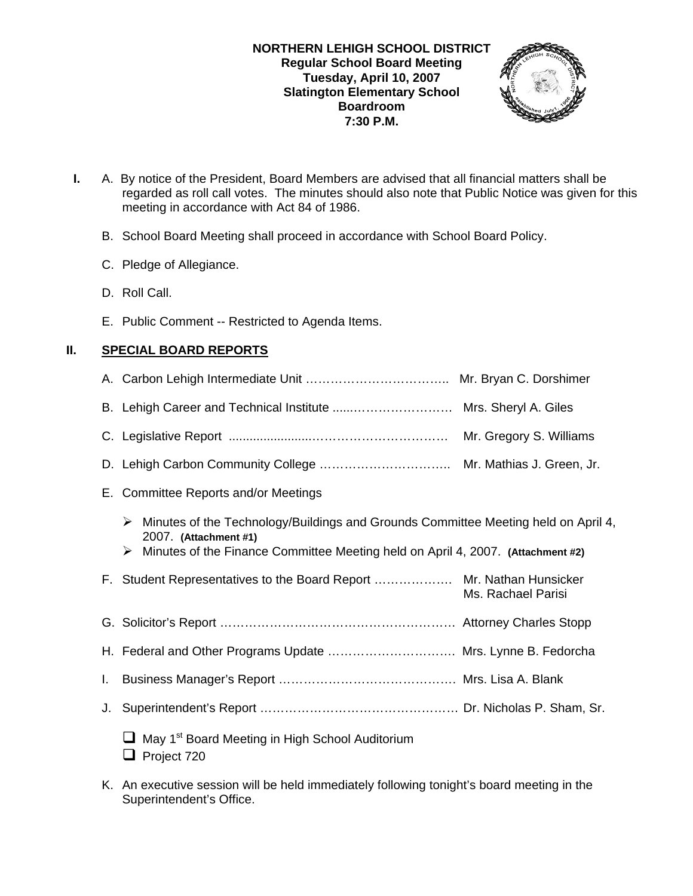**NORTHERN LEHIGH SCHOOL DISTRICT**
**Regular School Board Meeting**
**Tuesday, April 10, 2007**
**Slatington Elementary School**
**Boardroom**
**7:30 P.M.**

**I.** A. By notice of the President, Board Members are advised that all financial matters shall be regarded as roll call votes. The minutes should also note that Public Notice was given for this meeting in accordance with Act 84 of 1986.

B. School Board Meeting shall proceed in accordance with School Board Policy.

C. Pledge of Allegiance.

D. Roll Call.

E. Public Comment -- Restricted to Agenda Items.

## II. SPECIAL BOARD REPORTS

A. Carbon Lehigh Intermediate Unit …………………………….. Mr. Bryan C. Dorshimer

B. Lehigh Career and Technical Institute .....…………………… Mrs. Sheryl A. Giles

C. Legislative Report .......................…………………………… Mr. Gregory S. Williams

D. Lehigh Carbon Community College ………………………….. Mr. Mathias J. Green, Jr.

E. Committee Reports and/or Meetings

- Minutes of the Technology/Buildings and Grounds Committee Meeting held on April 4, 2007. **(Attachment #1)**
- Minutes of the Finance Committee Meeting held on April 4, 2007. **(Attachment #2)**

F. Student Representatives to the Board Report ………………. Mr. Nathan Hunsicker
Ms. Rachael Parisi

G. Solicitor's Report …………………………………………………. Attorney Charles Stopp

H. Federal and Other Programs Update …………………………. Mrs. Lynne B. Fedorcha

I. Business Manager's Report …………………………………… Mrs. Lisa A. Blank

J. Superintendent's Report ……………………………………….. Dr. Nicholas P. Sham, Sr.

- ☐ May 1st Board Meeting in High School Auditorium
- ☐ Project 720

K. An executive session will be held immediately following tonight's board meeting in the Superintendent's Office.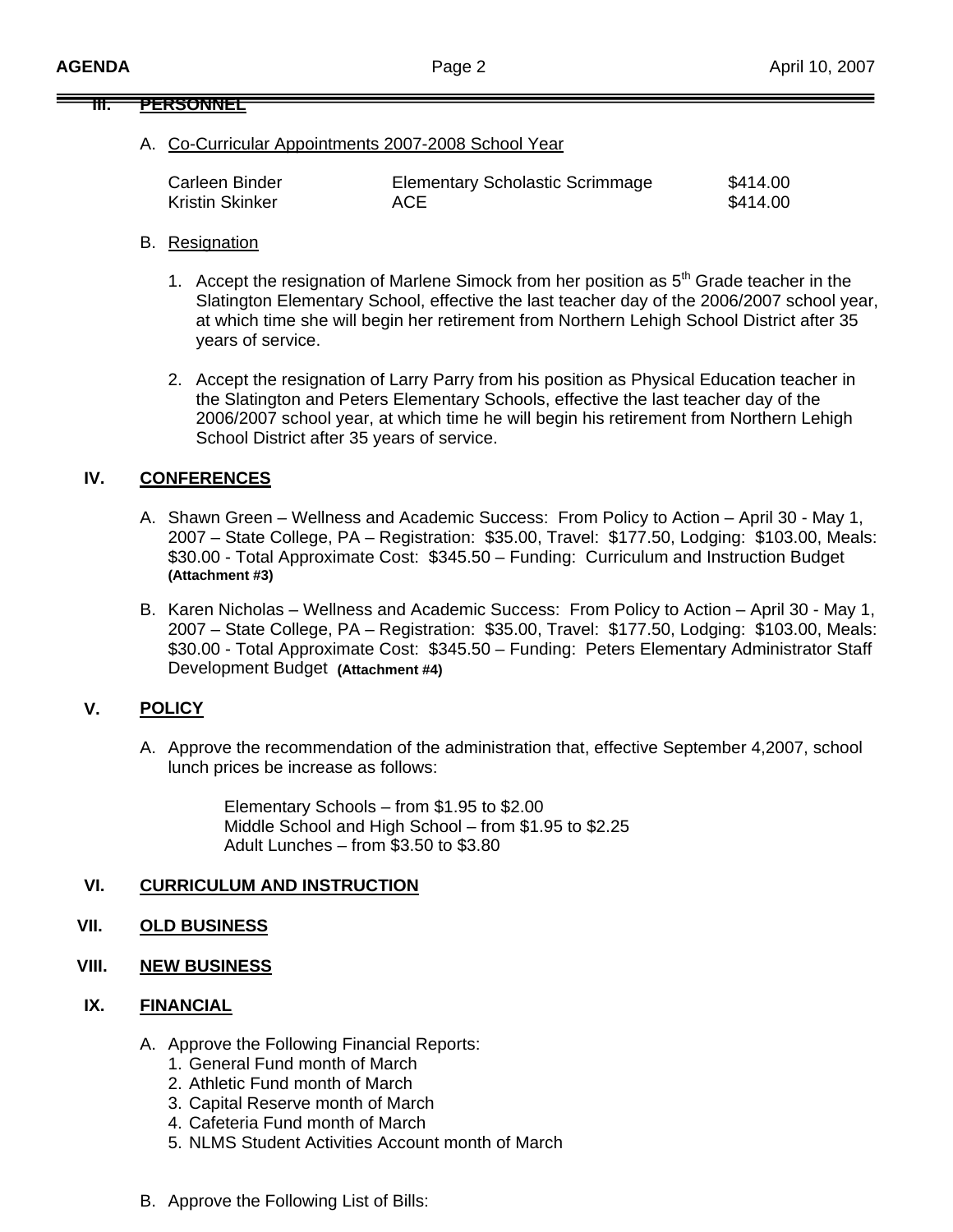## III. PERSONNEL

A. Co-Curricular Appointments 2007-2008 School Year

| | | |
|---|---|---|
| Carleen Binder | Elementary Scholastic Scrimmage | $414.00 |
| Kristin Skinker | ACE | $414.00 |

B. Resignation

1. Accept the resignation of Marlene Simock from her position as 5th Grade teacher in the Slatington Elementary School, effective the last teacher day of the 2006/2007 school year, at which time she will begin her retirement from Northern Lehigh School District after 35 years of service.

2. Accept the resignation of Larry Parry from his position as Physical Education teacher in the Slatington and Peters Elementary Schools, effective the last teacher day of the 2006/2007 school year, at which time he will begin his retirement from Northern Lehigh School District after 35 years of service.

## IV. CONFERENCES

A. Shawn Green – Wellness and Academic Success: From Policy to Action – April 30 - May 1, 2007 – State College, PA – Registration: $35.00, Travel: $177.50, Lodging: $103.00, Meals: $30.00 - Total Approximate Cost: $345.50 – Funding: Curriculum and Instruction Budget **(Attachment #3)**

B. Karen Nicholas – Wellness and Academic Success: From Policy to Action – April 30 - May 1, 2007 – State College, PA – Registration: $35.00, Travel: $177.50, Lodging: $103.00, Meals: $30.00 - Total Approximate Cost: $345.50 – Funding: Peters Elementary Administrator Staff Development Budget **(Attachment #4)**

## V. POLICY

A. Approve the recommendation of the administration that, effective September 4,2007, school lunch prices be increase as follows:

Elementary Schools – from $1.95 to $2.00
Middle School and High School – from $1.95 to $2.25
Adult Lunches – from $3.50 to $3.80

## VI. CURRICULUM AND INSTRUCTION

## VII. OLD BUSINESS

## VIII. NEW BUSINESS

## IX. FINANCIAL

A. Approve the Following Financial Reports:
1. General Fund month of March
2. Athletic Fund month of March
3. Capital Reserve month of March
4. Cafeteria Fund month of March
5. NLMS Student Activities Account month of March

B. Approve the Following List of Bills: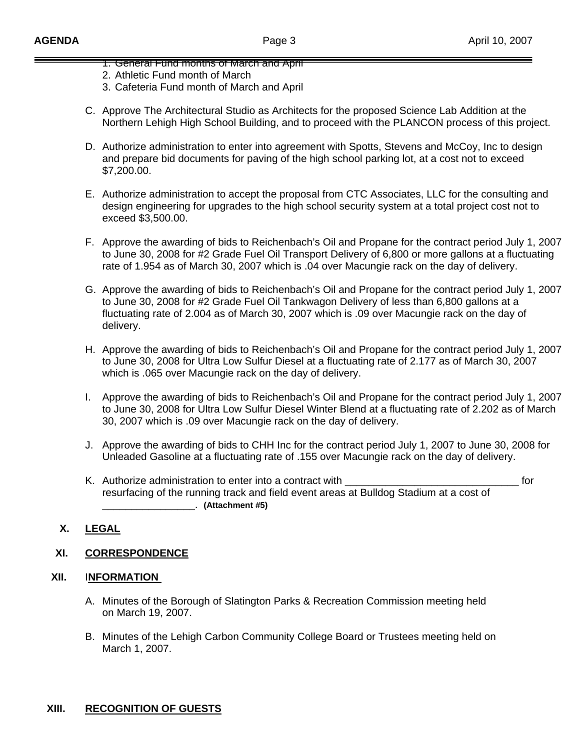1. General Fund months of March and April
2. Athletic Fund month of March
3. Cafeteria Fund month of March and April

C. Approve The Architectural Studio as Architects for the proposed Science Lab Addition at the Northern Lehigh High School Building, and to proceed with the PLANCON process of this project.

D. Authorize administration to enter into agreement with Spotts, Stevens and McCoy, Inc to design and prepare bid documents for paving of the high school parking lot, at a cost not to exceed $7,200.00.

E. Authorize administration to accept the proposal from CTC Associates, LLC for the consulting and design engineering for upgrades to the high school security system at a total project cost not to exceed $3,500.00.

F. Approve the awarding of bids to Reichenbach's Oil and Propane for the contract period July 1, 2007 to June 30, 2008 for #2 Grade Fuel Oil Transport Delivery of 6,800 or more gallons at a fluctuating rate of 1.954 as of March 30, 2007 which is .04 over Macungie rack on the day of delivery.

G. Approve the awarding of bids to Reichenbach's Oil and Propane for the contract period July 1, 2007 to June 30, 2008 for #2 Grade Fuel Oil Tankwagon Delivery of less than 6,800 gallons at a fluctuating rate of 2.004 as of March 30, 2007 which is .09 over Macungie rack on the day of delivery.

H. Approve the awarding of bids to Reichenbach's Oil and Propane for the contract period July 1, 2007 to June 30, 2008 for Ultra Low Sulfur Diesel at a fluctuating rate of 2.177 as of March 30, 2007 which is .065 over Macungie rack on the day of delivery.

I. Approve the awarding of bids to Reichenbach's Oil and Propane for the contract period July 1, 2007 to June 30, 2008 for Ultra Low Sulfur Diesel Winter Blend at a fluctuating rate of 2.202 as of March 30, 2007 which is .09 over Macungie rack on the day of delivery.

J. Approve the awarding of bids to CHH Inc for the contract period July 1, 2007 to June 30, 2008 for Unleaded Gasoline at a fluctuating rate of .155 over Macungie rack on the day of delivery.

K. Authorize administration to enter into a contract with _______________________________ for resurfacing of the running track and field event areas at Bulldog Stadium at a cost of _________________. **(Attachment #5)**

## X. LEGAL

## XI. CORRESPONDENCE

## XII. INFORMATION

A. Minutes of the Borough of Slatington Parks & Recreation Commission meeting held on March 19, 2007.

B. Minutes of the Lehigh Carbon Community College Board or Trustees meeting held on March 1, 2007.

## XIII. RECOGNITION OF GUESTS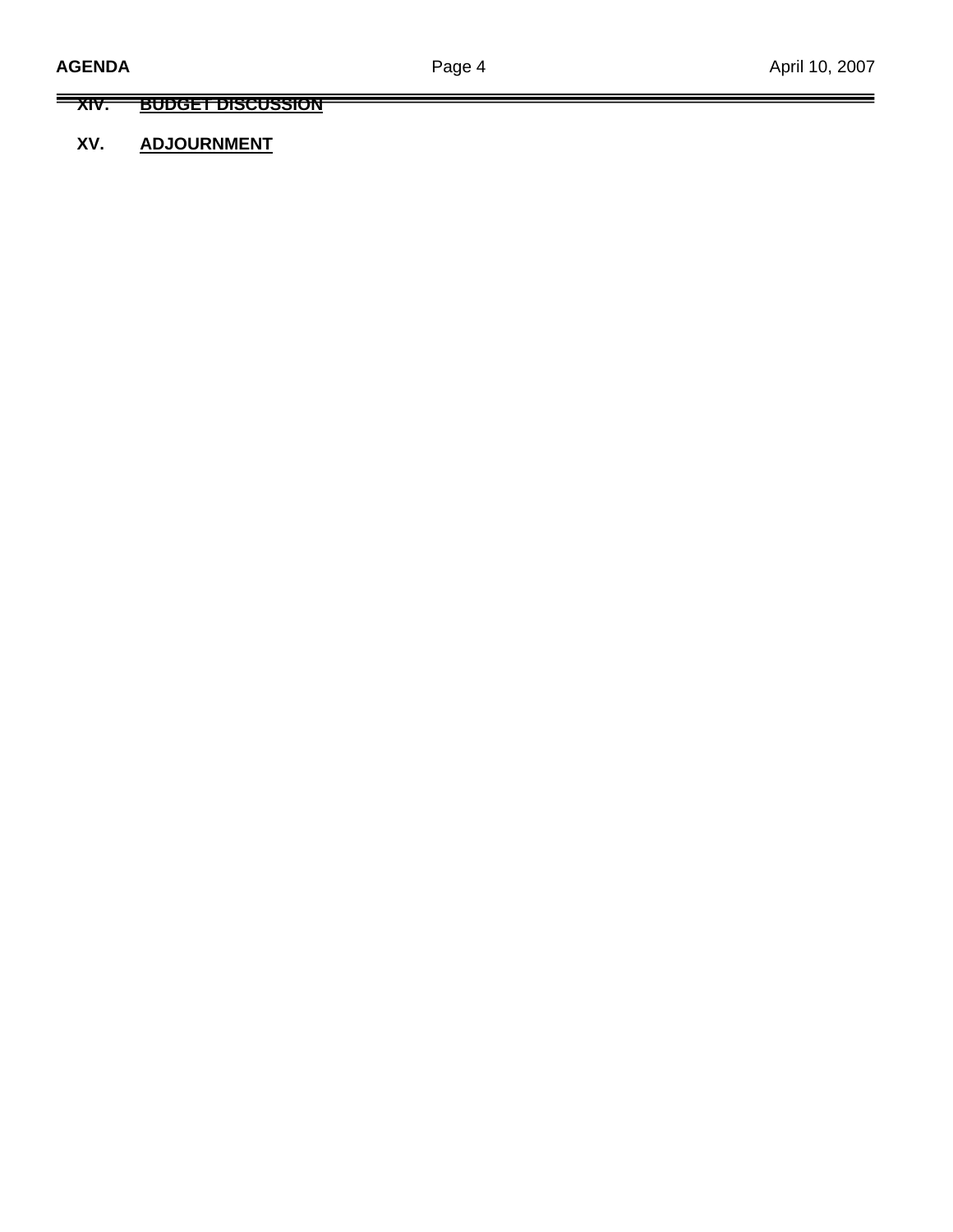**XIV. BUDGET DISCUSSION**

**XV. ADJOURNMENT**